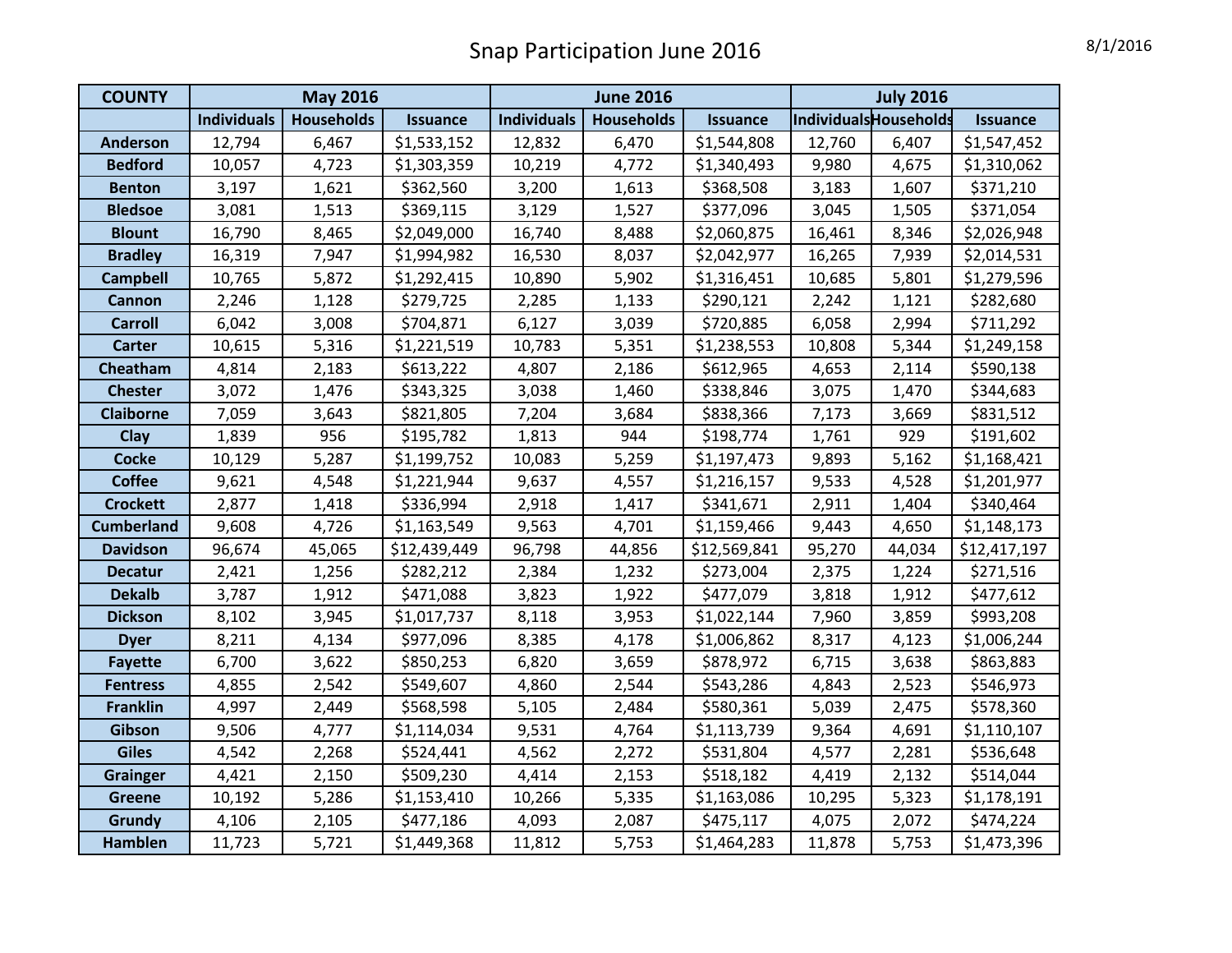# Snap Participation June 2016

8/1/2016

| COUNTY | May 2016 | | | June 2016 | | | July 2016 | | |
|---|---|---|---|---|---|---|---|---|---|
| | Individuals | Households | Issuance | Individuals | Households | Issuance | Individuals | Households | Issuance |
| Anderson | 12,794 | 6,467 | $1,533,152 | 12,832 | 6,470 | $1,544,808 | 12,760 | 6,407 | $1,547,452 |
| Bedford | 10,057 | 4,723 | $1,303,359 | 10,219 | 4,772 | $1,340,493 | 9,980 | 4,675 | $1,310,062 |
| Benton | 3,197 | 1,621 | $362,560 | 3,200 | 1,613 | $368,508 | 3,183 | 1,607 | $371,210 |
| Bledsoe | 3,081 | 1,513 | $369,115 | 3,129 | 1,527 | $377,096 | 3,045 | 1,505 | $371,054 |
| Blount | 16,790 | 8,465 | $2,049,000 | 16,740 | 8,488 | $2,060,875 | 16,461 | 8,346 | $2,026,948 |
| Bradley | 16,319 | 7,947 | $1,994,982 | 16,530 | 8,037 | $2,042,977 | 16,265 | 7,939 | $2,014,531 |
| Campbell | 10,765 | 5,872 | $1,292,415 | 10,890 | 5,902 | $1,316,451 | 10,685 | 5,801 | $1,279,596 |
| Cannon | 2,246 | 1,128 | $279,725 | 2,285 | 1,133 | $290,121 | 2,242 | 1,121 | $282,680 |
| Carroll | 6,042 | 3,008 | $704,871 | 6,127 | 3,039 | $720,885 | 6,058 | 2,994 | $711,292 |
| Carter | 10,615 | 5,316 | $1,221,519 | 10,783 | 5,351 | $1,238,553 | 10,808 | 5,344 | $1,249,158 |
| Cheatham | 4,814 | 2,183 | $613,222 | 4,807 | 2,186 | $612,965 | 4,653 | 2,114 | $590,138 |
| Chester | 3,072 | 1,476 | $343,325 | 3,038 | 1,460 | $338,846 | 3,075 | 1,470 | $344,683 |
| Claiborne | 7,059 | 3,643 | $821,805 | 7,204 | 3,684 | $838,366 | 7,173 | 3,669 | $831,512 |
| Clay | 1,839 | 956 | $195,782 | 1,813 | 944 | $198,774 | 1,761 | 929 | $191,602 |
| Cocke | 10,129 | 5,287 | $1,199,752 | 10,083 | 5,259 | $1,197,473 | 9,893 | 5,162 | $1,168,421 |
| Coffee | 9,621 | 4,548 | $1,221,944 | 9,637 | 4,557 | $1,216,157 | 9,533 | 4,528 | $1,201,977 |
| Crockett | 2,877 | 1,418 | $336,994 | 2,918 | 1,417 | $341,671 | 2,911 | 1,404 | $340,464 |
| Cumberland | 9,608 | 4,726 | $1,163,549 | 9,563 | 4,701 | $1,159,466 | 9,443 | 4,650 | $1,148,173 |
| Davidson | 96,674 | 45,065 | $12,439,449 | 96,798 | 44,856 | $12,569,841 | 95,270 | 44,034 | $12,417,197 |
| Decatur | 2,421 | 1,256 | $282,212 | 2,384 | 1,232 | $273,004 | 2,375 | 1,224 | $271,516 |
| Dekalb | 3,787 | 1,912 | $471,088 | 3,823 | 1,922 | $477,079 | 3,818 | 1,912 | $477,612 |
| Dickson | 8,102 | 3,945 | $1,017,737 | 8,118 | 3,953 | $1,022,144 | 7,960 | 3,859 | $993,208 |
| Dyer | 8,211 | 4,134 | $977,096 | 8,385 | 4,178 | $1,006,862 | 8,317 | 4,123 | $1,006,244 |
| Fayette | 6,700 | 3,622 | $850,253 | 6,820 | 3,659 | $878,972 | 6,715 | 3,638 | $863,883 |
| Fentress | 4,855 | 2,542 | $549,607 | 4,860 | 2,544 | $543,286 | 4,843 | 2,523 | $546,973 |
| Franklin | 4,997 | 2,449 | $568,598 | 5,105 | 2,484 | $580,361 | 5,039 | 2,475 | $578,360 |
| Gibson | 9,506 | 4,777 | $1,114,034 | 9,531 | 4,764 | $1,113,739 | 9,364 | 4,691 | $1,110,107 |
| Giles | 4,542 | 2,268 | $524,441 | 4,562 | 2,272 | $531,804 | 4,577 | 2,281 | $536,648 |
| Grainger | 4,421 | 2,150 | $509,230 | 4,414 | 2,153 | $518,182 | 4,419 | 2,132 | $514,044 |
| Greene | 10,192 | 5,286 | $1,153,410 | 10,266 | 5,335 | $1,163,086 | 10,295 | 5,323 | $1,178,191 |
| Grundy | 4,106 | 2,105 | $477,186 | 4,093 | 2,087 | $475,117 | 4,075 | 2,072 | $474,224 |
| Hamblen | 11,723 | 5,721 | $1,449,368 | 11,812 | 5,753 | $1,464,283 | 11,878 | 5,753 | $1,473,396 |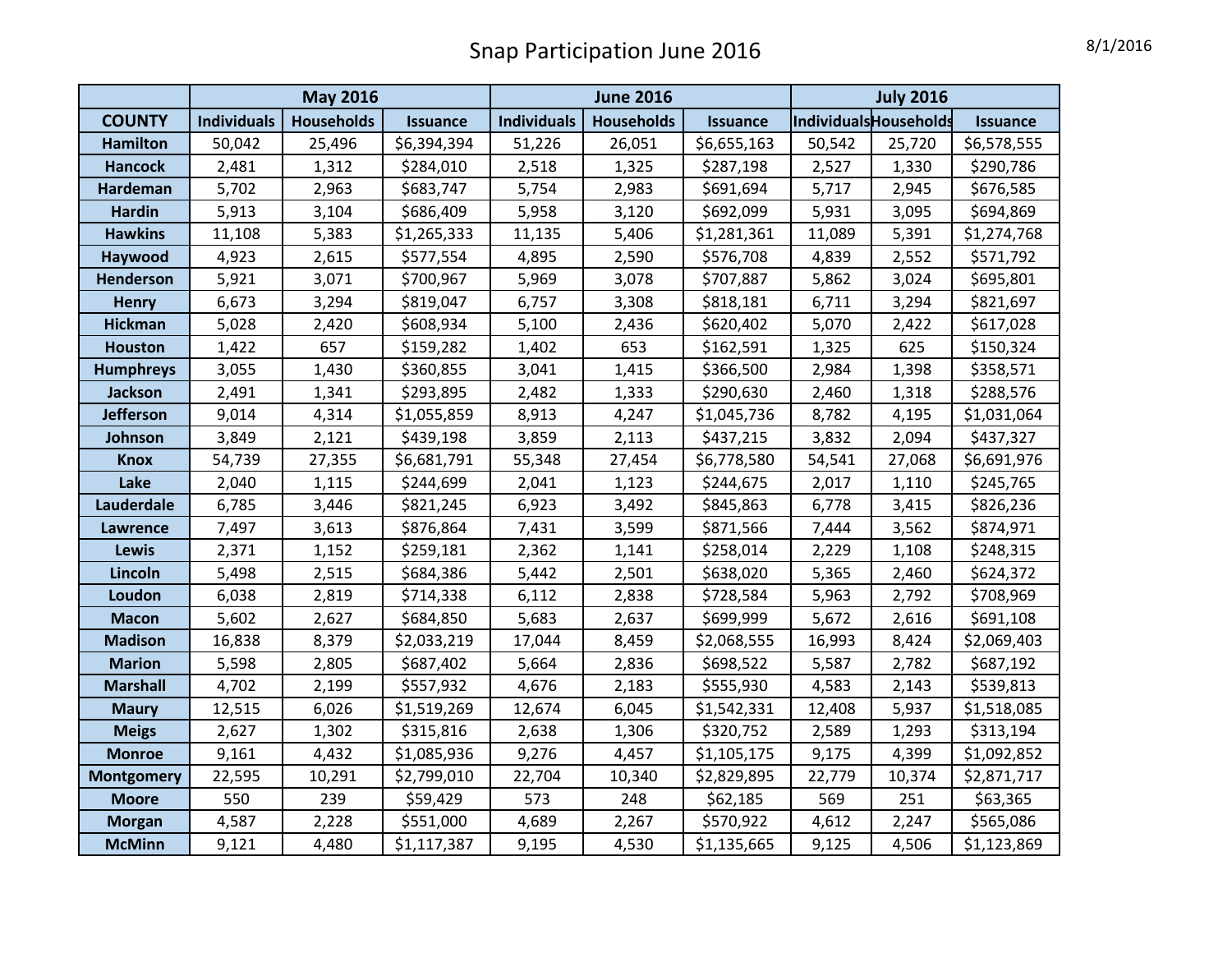# Snap Participation June 2016

| COUNTY | May 2016 | | | June 2016 | | | July 2016 | | |
|---|---|---|---|---|---|---|---|---|---|
| | Individuals | Households | Issuance | Individuals | Households | Issuance | Individuals | Households | Issuance |
| Hamilton | 50,042 | 25,496 | $6,394,394 | 51,226 | 26,051 | $6,655,163 | 50,542 | 25,720 | $6,578,555 |
| Hancock | 2,481 | 1,312 | $284,010 | 2,518 | 1,325 | $287,198 | 2,527 | 1,330 | $290,786 |
| Hardeman | 5,702 | 2,963 | $683,747 | 5,754 | 2,983 | $691,694 | 5,717 | 2,945 | $676,585 |
| Hardin | 5,913 | 3,104 | $686,409 | 5,958 | 3,120 | $692,099 | 5,931 | 3,095 | $694,869 |
| Hawkins | 11,108 | 5,383 | $1,265,333 | 11,135 | 5,406 | $1,281,361 | 11,089 | 5,391 | $1,274,768 |
| Haywood | 4,923 | 2,615 | $577,554 | 4,895 | 2,590 | $576,708 | 4,839 | 2,552 | $571,792 |
| Henderson | 5,921 | 3,071 | $700,967 | 5,969 | 3,078 | $707,887 | 5,862 | 3,024 | $695,801 |
| Henry | 6,673 | 3,294 | $819,047 | 6,757 | 3,308 | $818,181 | 6,711 | 3,294 | $821,697 |
| Hickman | 5,028 | 2,420 | $608,934 | 5,100 | 2,436 | $620,402 | 5,070 | 2,422 | $617,028 |
| Houston | 1,422 | 657 | $159,282 | 1,402 | 653 | $162,591 | 1,325 | 625 | $150,324 |
| Humphreys | 3,055 | 1,430 | $360,855 | 3,041 | 1,415 | $366,500 | 2,984 | 1,398 | $358,571 |
| Jackson | 2,491 | 1,341 | $293,895 | 2,482 | 1,333 | $290,630 | 2,460 | 1,318 | $288,576 |
| Jefferson | 9,014 | 4,314 | $1,055,859 | 8,913 | 4,247 | $1,045,736 | 8,782 | 4,195 | $1,031,064 |
| Johnson | 3,849 | 2,121 | $439,198 | 3,859 | 2,113 | $437,215 | 3,832 | 2,094 | $437,327 |
| Knox | 54,739 | 27,355 | $6,681,791 | 55,348 | 27,454 | $6,778,580 | 54,541 | 27,068 | $6,691,976 |
| Lake | 2,040 | 1,115 | $244,699 | 2,041 | 1,123 | $244,675 | 2,017 | 1,110 | $245,765 |
| Lauderdale | 6,785 | 3,446 | $821,245 | 6,923 | 3,492 | $845,863 | 6,778 | 3,415 | $826,236 |
| Lawrence | 7,497 | 3,613 | $876,864 | 7,431 | 3,599 | $871,566 | 7,444 | 3,562 | $874,971 |
| Lewis | 2,371 | 1,152 | $259,181 | 2,362 | 1,141 | $258,014 | 2,229 | 1,108 | $248,315 |
| Lincoln | 5,498 | 2,515 | $684,386 | 5,442 | 2,501 | $638,020 | 5,365 | 2,460 | $624,372 |
| Loudon | 6,038 | 2,819 | $714,338 | 6,112 | 2,838 | $728,584 | 5,963 | 2,792 | $708,969 |
| Macon | 5,602 | 2,627 | $684,850 | 5,683 | 2,637 | $699,999 | 5,672 | 2,616 | $691,108 |
| Madison | 16,838 | 8,379 | $2,033,219 | 17,044 | 8,459 | $2,068,555 | 16,993 | 8,424 | $2,069,403 |
| Marion | 5,598 | 2,805 | $687,402 | 5,664 | 2,836 | $698,522 | 5,587 | 2,782 | $687,192 |
| Marshall | 4,702 | 2,199 | $557,932 | 4,676 | 2,183 | $555,930 | 4,583 | 2,143 | $539,813 |
| Maury | 12,515 | 6,026 | $1,519,269 | 12,674 | 6,045 | $1,542,331 | 12,408 | 5,937 | $1,518,085 |
| Meigs | 2,627 | 1,302 | $315,816 | 2,638 | 1,306 | $320,752 | 2,589 | 1,293 | $313,194 |
| Monroe | 9,161 | 4,432 | $1,085,936 | 9,276 | 4,457 | $1,105,175 | 9,175 | 4,399 | $1,092,852 |
| Montgomery | 22,595 | 10,291 | $2,799,010 | 22,704 | 10,340 | $2,829,895 | 22,779 | 10,374 | $2,871,717 |
| Moore | 550 | 239 | $59,429 | 573 | 248 | $62,185 | 569 | 251 | $63,365 |
| Morgan | 4,587 | 2,228 | $551,000 | 4,689 | 2,267 | $570,922 | 4,612 | 2,247 | $565,086 |
| McMinn | 9,121 | 4,480 | $1,117,387 | 9,195 | 4,530 | $1,135,665 | 9,125 | 4,506 | $1,123,869 |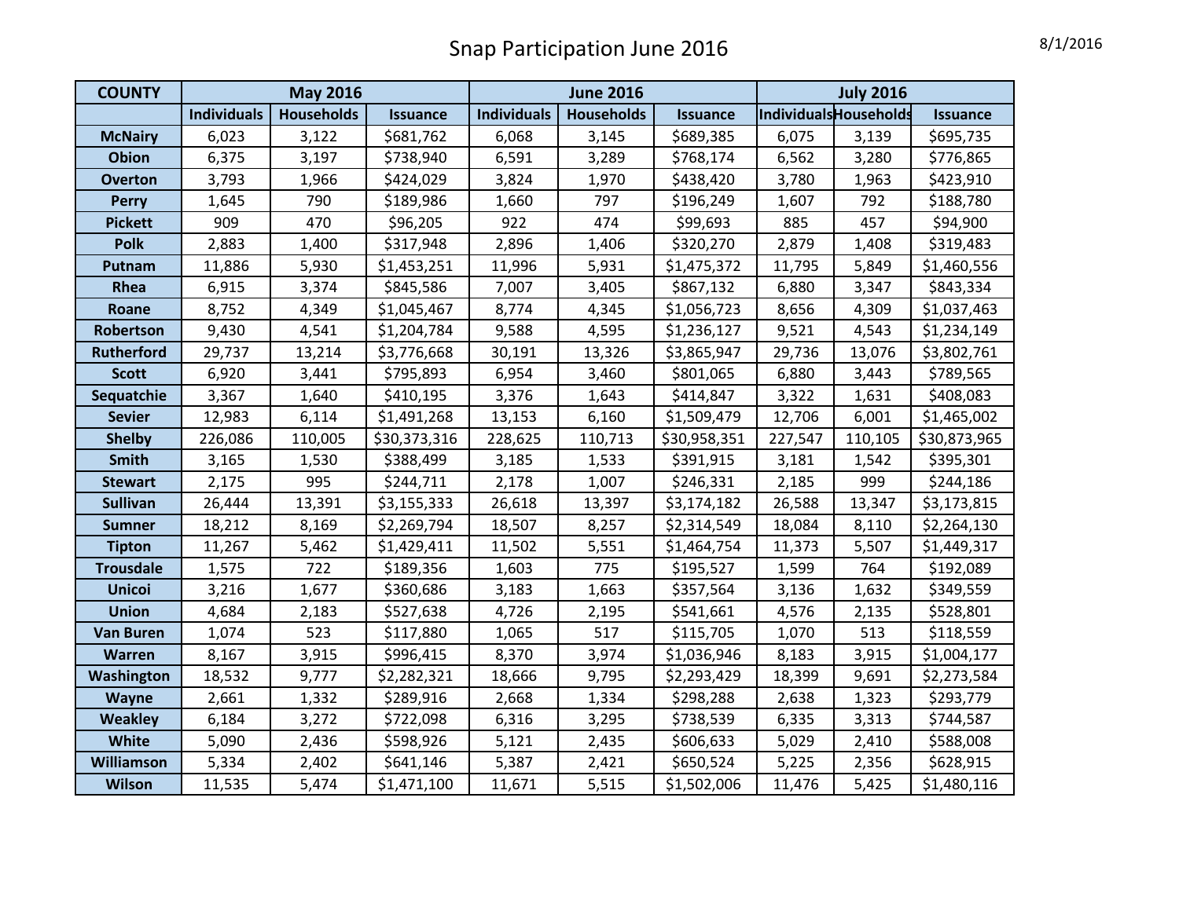# Snap Participation June 2016

8/1/2016

| COUNTY | May 2016 | | | June 2016 | | | July 2016 | | |
|---|---|---|---|---|---|---|---|---|---|
| | Individuals | Households | Issuance | Individuals | Households | Issuance | Individuals | Households | Issuance |
| McNairy | 6,023 | 3,122 | $681,762 | 6,068 | 3,145 | $689,385 | 6,075 | 3,139 | $695,735 |
| Obion | 6,375 | 3,197 | $738,940 | 6,591 | 3,289 | $768,174 | 6,562 | 3,280 | $776,865 |
| Overton | 3,793 | 1,966 | $424,029 | 3,824 | 1,970 | $438,420 | 3,780 | 1,963 | $423,910 |
| Perry | 1,645 | 790 | $189,986 | 1,660 | 797 | $196,249 | 1,607 | 792 | $188,780 |
| Pickett | 909 | 470 | $96,205 | 922 | 474 | $99,693 | 885 | 457 | $94,900 |
| Polk | 2,883 | 1,400 | $317,948 | 2,896 | 1,406 | $320,270 | 2,879 | 1,408 | $319,483 |
| Putnam | 11,886 | 5,930 | $1,453,251 | 11,996 | 5,931 | $1,475,372 | 11,795 | 5,849 | $1,460,556 |
| Rhea | 6,915 | 3,374 | $845,586 | 7,007 | 3,405 | $867,132 | 6,880 | 3,347 | $843,334 |
| Roane | 8,752 | 4,349 | $1,045,467 | 8,774 | 4,345 | $1,056,723 | 8,656 | 4,309 | $1,037,463 |
| Robertson | 9,430 | 4,541 | $1,204,784 | 9,588 | 4,595 | $1,236,127 | 9,521 | 4,543 | $1,234,149 |
| Rutherford | 29,737 | 13,214 | $3,776,668 | 30,191 | 13,326 | $3,865,947 | 29,736 | 13,076 | $3,802,761 |
| Scott | 6,920 | 3,441 | $795,893 | 6,954 | 3,460 | $801,065 | 6,880 | 3,443 | $789,565 |
| Sequatchie | 3,367 | 1,640 | $410,195 | 3,376 | 1,643 | $414,847 | 3,322 | 1,631 | $408,083 |
| Sevier | 12,983 | 6,114 | $1,491,268 | 13,153 | 6,160 | $1,509,479 | 12,706 | 6,001 | $1,465,002 |
| Shelby | 226,086 | 110,005 | $30,373,316 | 228,625 | 110,713 | $30,958,351 | 227,547 | 110,105 | $30,873,965 |
| Smith | 3,165 | 1,530 | $388,499 | 3,185 | 1,533 | $391,915 | 3,181 | 1,542 | $395,301 |
| Stewart | 2,175 | 995 | $244,711 | 2,178 | 1,007 | $246,331 | 2,185 | 999 | $244,186 |
| Sullivan | 26,444 | 13,391 | $3,155,333 | 26,618 | 13,397 | $3,174,182 | 26,588 | 13,347 | $3,173,815 |
| Sumner | 18,212 | 8,169 | $2,269,794 | 18,507 | 8,257 | $2,314,549 | 18,084 | 8,110 | $2,264,130 |
| Tipton | 11,267 | 5,462 | $1,429,411 | 11,502 | 5,551 | $1,464,754 | 11,373 | 5,507 | $1,449,317 |
| Trousdale | 1,575 | 722 | $189,356 | 1,603 | 775 | $195,527 | 1,599 | 764 | $192,089 |
| Unicoi | 3,216 | 1,677 | $360,686 | 3,183 | 1,663 | $357,564 | 3,136 | 1,632 | $349,559 |
| Union | 4,684 | 2,183 | $527,638 | 4,726 | 2,195 | $541,661 | 4,576 | 2,135 | $528,801 |
| Van Buren | 1,074 | 523 | $117,880 | 1,065 | 517 | $115,705 | 1,070 | 513 | $118,559 |
| Warren | 8,167 | 3,915 | $996,415 | 8,370 | 3,974 | $1,036,946 | 8,183 | 3,915 | $1,004,177 |
| Washington | 18,532 | 9,777 | $2,282,321 | 18,666 | 9,795 | $2,293,429 | 18,399 | 9,691 | $2,273,584 |
| Wayne | 2,661 | 1,332 | $289,916 | 2,668 | 1,334 | $298,288 | 2,638 | 1,323 | $293,779 |
| Weakley | 6,184 | 3,272 | $722,098 | 6,316 | 3,295 | $738,539 | 6,335 | 3,313 | $744,587 |
| White | 5,090 | 2,436 | $598,926 | 5,121 | 2,435 | $606,633 | 5,029 | 2,410 | $588,008 |
| Williamson | 5,334 | 2,402 | $641,146 | 5,387 | 2,421 | $650,524 | 5,225 | 2,356 | $628,915 |
| Wilson | 11,535 | 5,474 | $1,471,100 | 11,671 | 5,515 | $1,502,006 | 11,476 | 5,425 | $1,480,116 |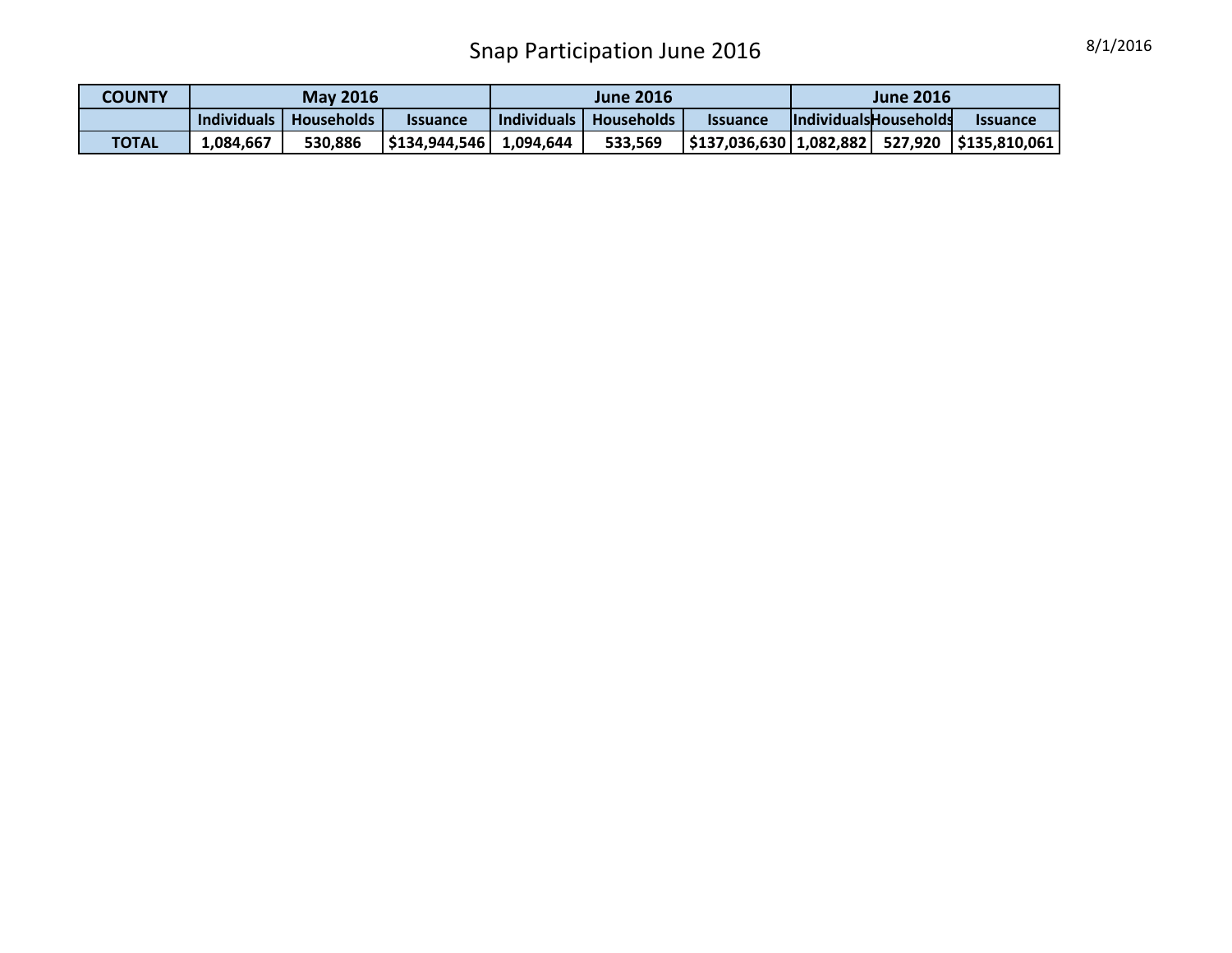# Snap Participation June 2016

8/1/2016

| COUNTY | May 2016 | | | June 2016 | | | June 2016 | | |
|---|---|---|---|---|---|---|---|---|---|
| | Individuals | Households | Issuance | Individuals | Households | Issuance | Individuals | Households | Issuance |
| TOTAL | 1,084,667 | 530,886 | $134,944,546 | 1,094,644 | 533,569 | $137,036,630 | 1,082,882 | 527,920 | $135,810,061 |